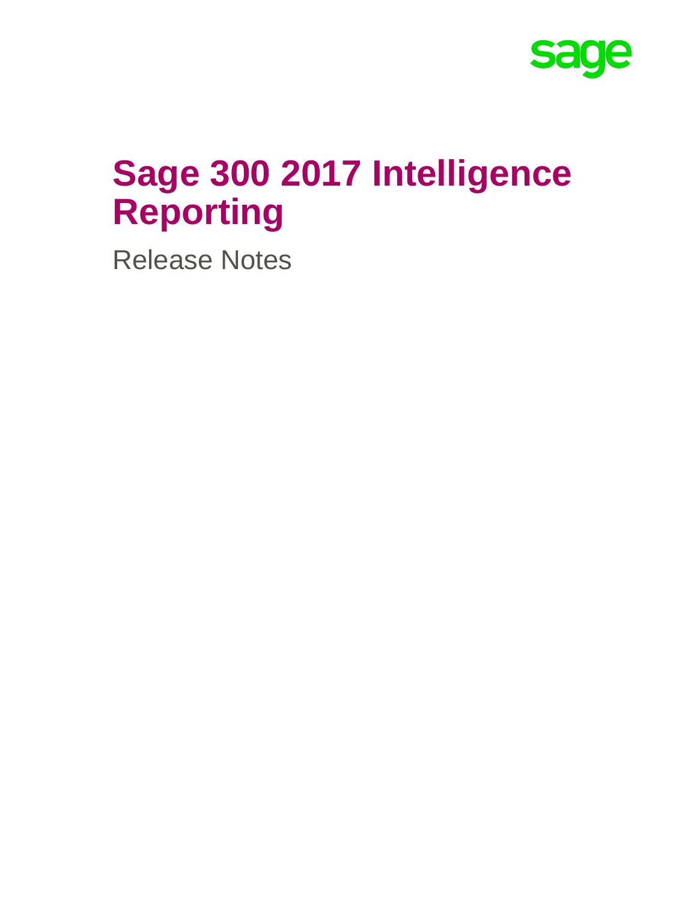# Sage 300 2017 Intelligence Reporting

Release Notes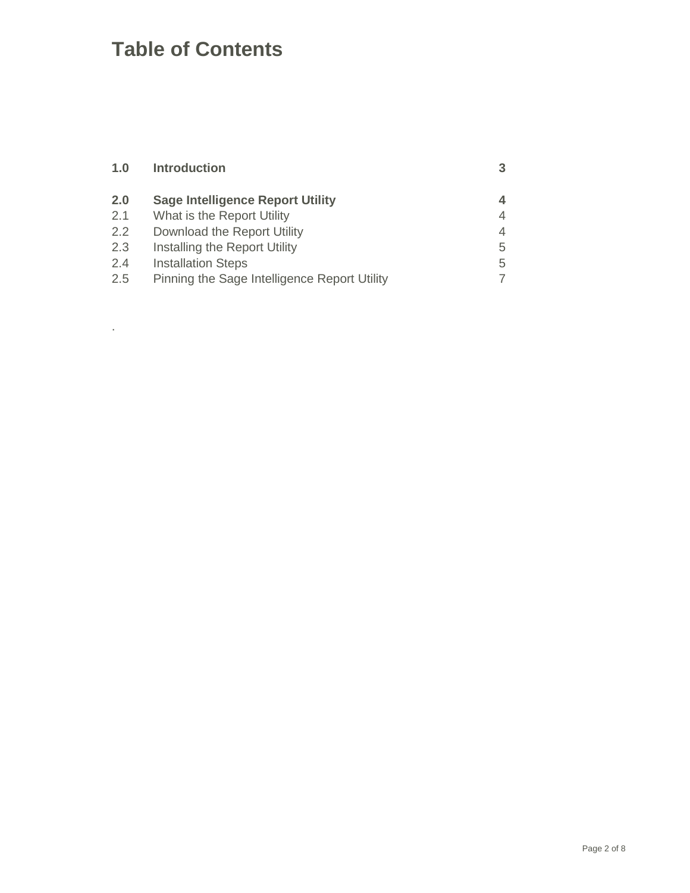# Table of Contents

| | | |
|---|---|---|
| **1.0** | **Introduction** | **3** |
| **2.0** | **Sage Intelligence Report Utility** | **4** |
| 2.1 | What is the Report Utility | 4 |
| 2.2 | Download the Report Utility | 4 |
| 2.3 | Installing the Report Utility | 5 |
| 2.4 | Installation Steps | 5 |
| 2.5 | Pinning the Sage Intelligence Report Utility | 7 |

.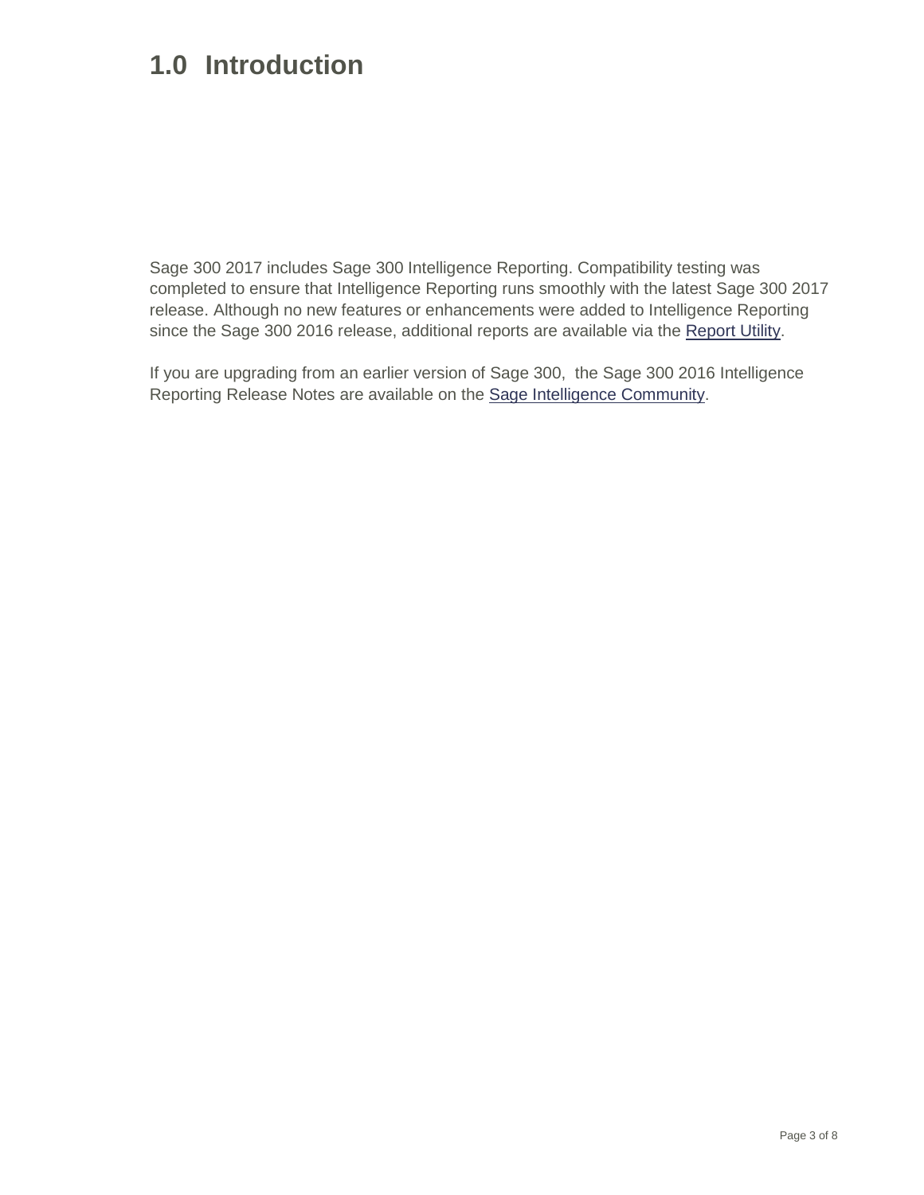# 1.0 Introduction

Sage 300 2017 includes Sage 300 Intelligence Reporting. Compatibility testing was completed to ensure that Intelligence Reporting runs smoothly with the latest Sage 300 2017 release. Although no new features or enhancements were added to Intelligence Reporting since the Sage 300 2016 release, additional reports are available via the Report Utility.

If you are upgrading from an earlier version of Sage 300, the Sage 300 2016 Intelligence Reporting Release Notes are available on the Sage Intelligence Community.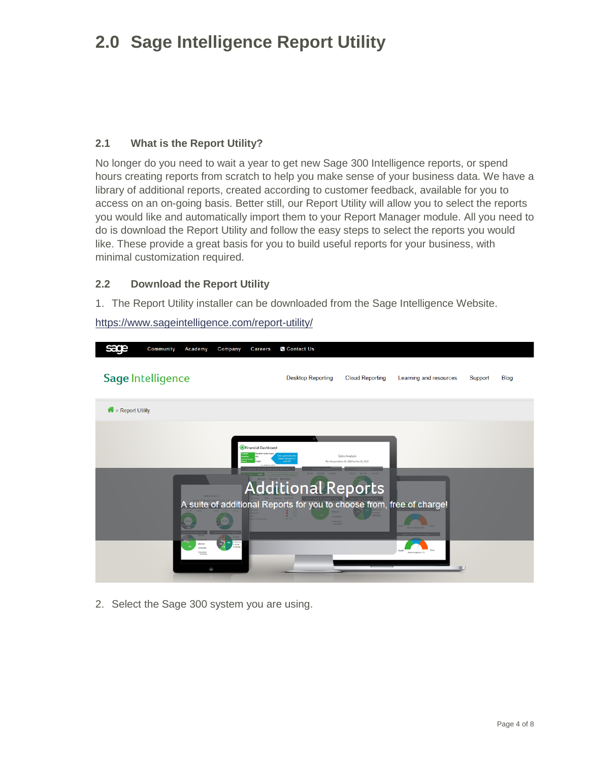# 2.0 Sage Intelligence Report Utility

## 2.1 What is the Report Utility?

No longer do you need to wait a year to get new Sage 300 Intelligence reports, or spend hours creating reports from scratch to help you make sense of your business data. We have a library of additional reports, created according to customer feedback, available for you to access on an on-going basis. Better still, our Report Utility will allow you to select the reports you would like and automatically import them to your Report Manager module. All you need to do is download the Report Utility and follow the easy steps to select the reports you would like. These provide a great basis for you to build useful reports for your business, with minimal customization required.

## 2.2 Download the Report Utility

1. The Report Utility installer can be downloaded from the Sage Intelligence Website.

https://www.sageintelligence.com/report-utility/

2. Select the Sage 300 system you are using.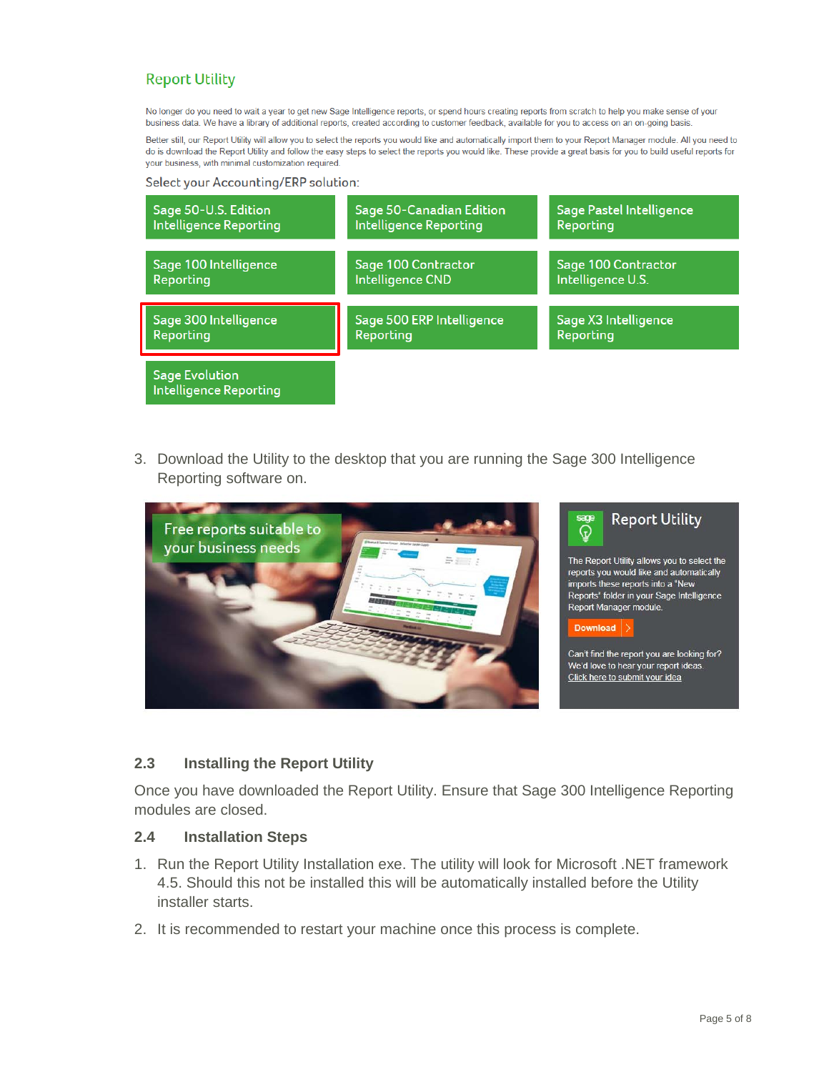## Report Utility

No longer do you need to wait a year to get new Sage Intelligence reports, or spend hours creating reports from scratch to help you make sense of your business data. We have a library of additional reports, created according to customer feedback, available for you to access on an on-going basis.

Better still, our Report Utility will allow you to select the reports you would like and automatically import them to your Report Manager module. All you need to do is download the Report Utility and follow the easy steps to select the reports you would like. These provide a great basis for you to build useful reports for your business, with minimal customization required.

Select your Accounting/ERP solution:

| | | |
|---|---|---|
| Sage 50-U.S. Edition Intelligence Reporting | Sage 50-Canadian Edition Intelligence Reporting | Sage Pastel Intelligence Reporting |
| Sage 100 Intelligence Reporting | Sage 100 Contractor Intelligence CND | Sage 100 Contractor Intelligence U.S. |
| Sage 300 Intelligence Reporting | Sage 500 ERP Intelligence Reporting | Sage X3 Intelligence Reporting |
| Sage Evolution Intelligence Reporting | | |

3. Download the Utility to the desktop that you are running the Sage 300 Intelligence Reporting software on.

Free reports suitable to your business needs

**Report Utility**

The Report Utility allows you to select the reports you would like and automatically imports these reports into a 'New Reports' folder in your Sage Intelligence Report Manager module.

Download

Can't find the report you are looking for? We'd love to hear your report ideas. Click here to submit your idea

### 2.3 Installing the Report Utility

Once you have downloaded the Report Utility. Ensure that Sage 300 Intelligence Reporting modules are closed.

### 2.4 Installation Steps

1. Run the Report Utility Installation exe. The utility will look for Microsoft .NET framework 4.5. Should this not be installed this will be automatically installed before the Utility installer starts.
2. It is recommended to restart your machine once this process is complete.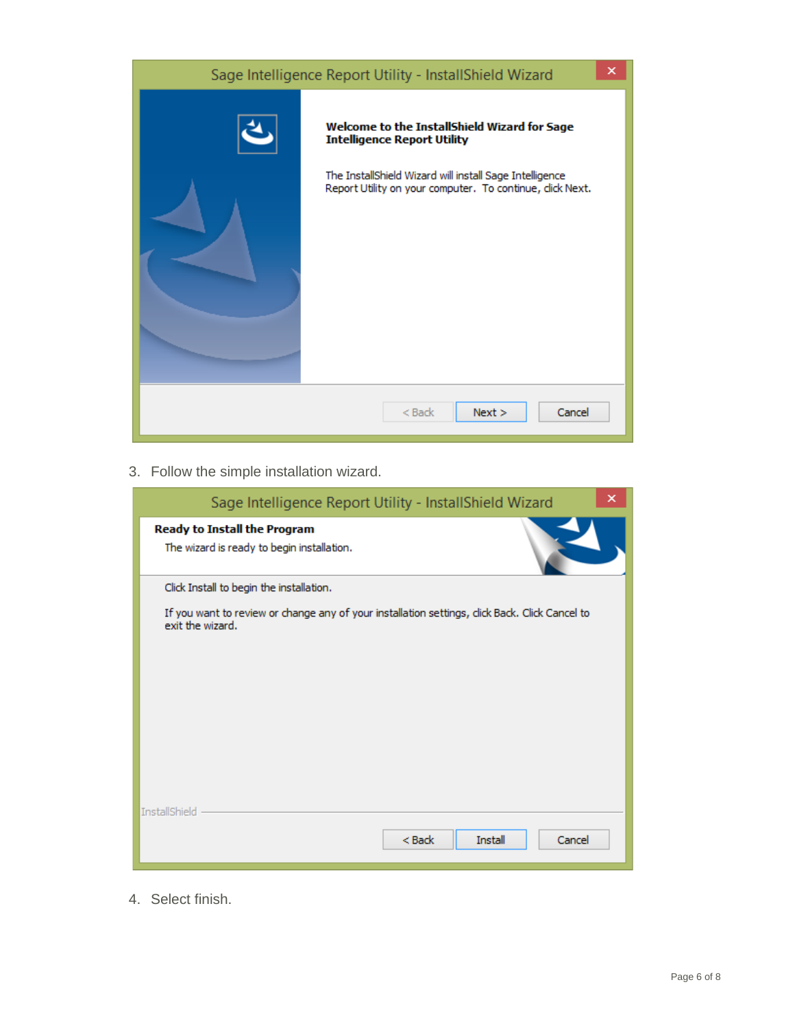3. Follow the simple installation wizard.

4. Select finish.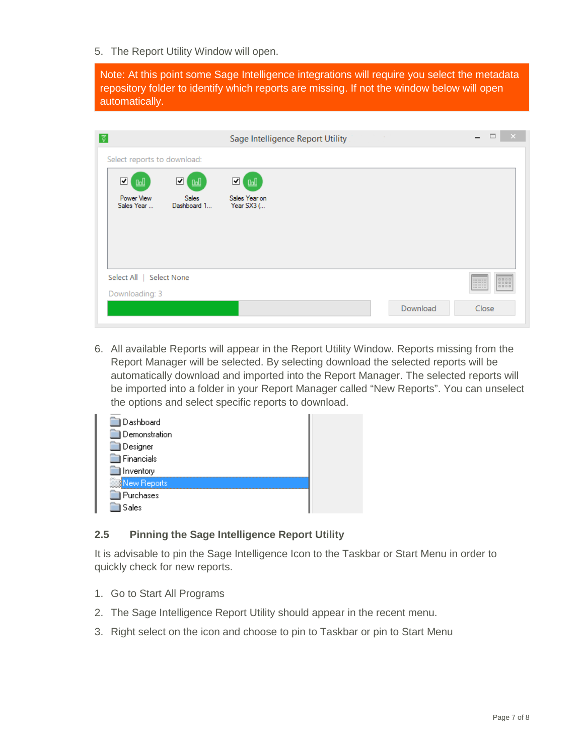5. The Report Utility Window will open.

Note: At this point some Sage Intelligence integrations will require you select the metadata repository folder to identify which reports are missing. If not the window below will open automatically.

6. All available Reports will appear in the Report Utility Window. Reports missing from the Report Manager will be selected. By selecting download the selected reports will be automatically download and imported into the Report Manager. The selected reports will be imported into a folder in your Report Manager called “New Reports”. You can unselect the options and select specific reports to download.

## 2.5 Pinning the Sage Intelligence Report Utility

It is advisable to pin the Sage Intelligence Icon to the Taskbar or Start Menu in order to quickly check for new reports.

1. Go to Start All Programs
2. The Sage Intelligence Report Utility should appear in the recent menu.
3. Right select on the icon and choose to pin to Taskbar or pin to Start Menu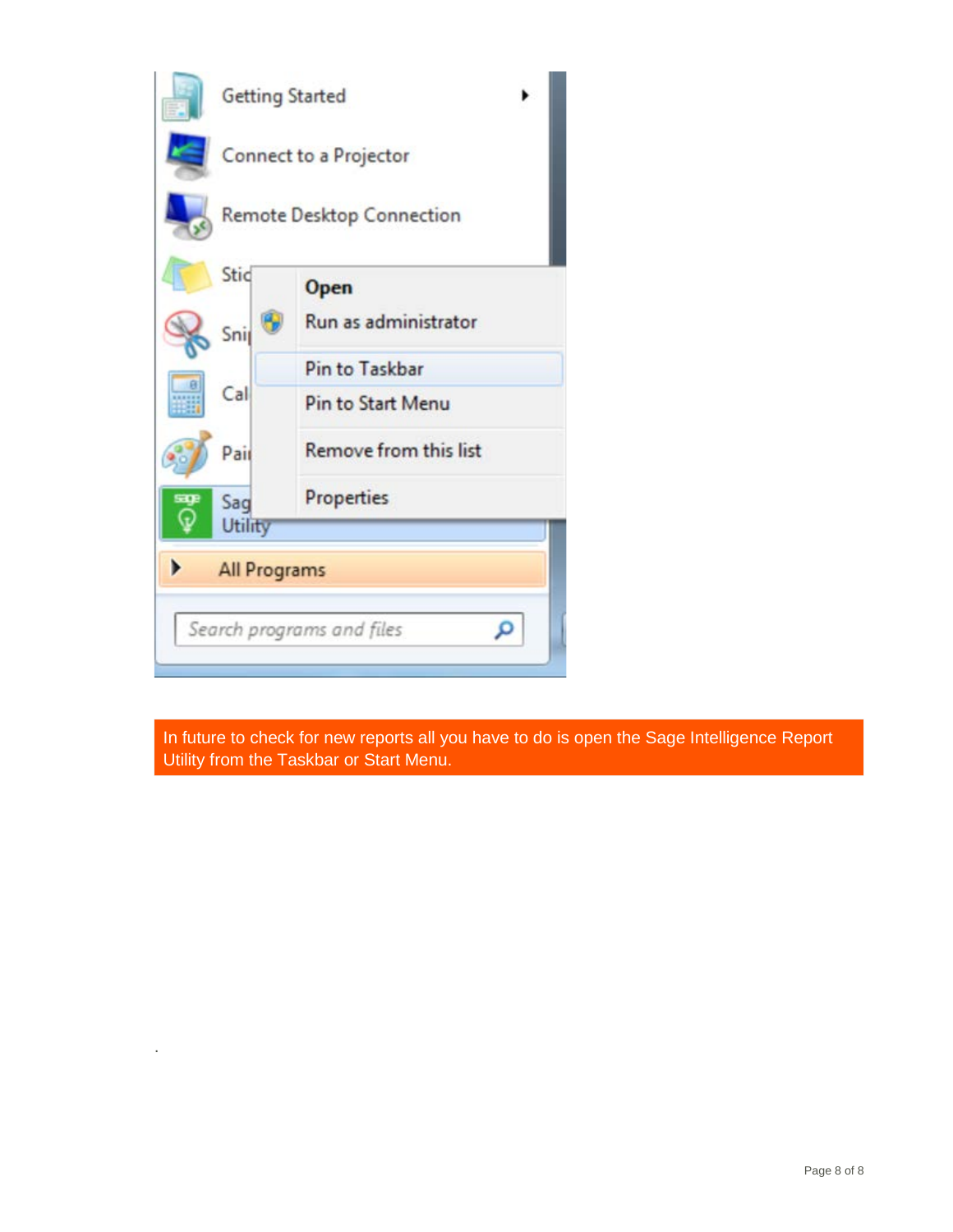In future to check for new reports all you have to do is open the Sage Intelligence Report Utility from the Taskbar or Start Menu.